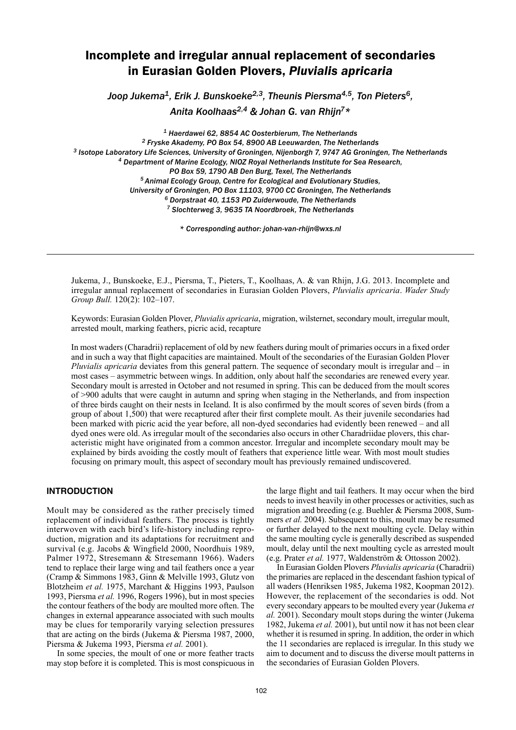# Incomplete and irregular annual replacement of secondaries in Eurasian Golden Plovers, *Pluvialis apricaria*

*Joop Jukema[1], Erik J. Bunskoeke[2,3], Theunis Piersma[4,5], Ton Pieters[6], Anita Koolhaas[2,4] & Johan G. van Rhijn[7]\**

[1] *Haerdawei 62, 8854 AC Oosterbierum, The Netherlands*
[2] *Fryske Akademy, PO Box 54, 8900 AB Leeuwarden, The Netherlands*
[3] *Isotope Laboratory Life Sciences, University of Groningen, Nijenborgh 7, 9747 AG Groningen, The Netherlands*
[4] *Department of Marine Ecology, NIOZ Royal Netherlands Institute for Sea Research, PO Box 59, 1790 AB Den Burg, Texel, The Netherlands*
[5] *Animal Ecology Group, Centre for Ecological and Evolutionary Studies, University of Groningen, PO Box 11103, 9700 CC Groningen, The Netherlands*
[6] *Dorpstraat 40, 1153 PD Zuiderwoude, The Netherlands*
[7] *Slochterweg 3, 9635 TA Noordbroek, The Netherlands*

\* *Corresponding author: johan-van-rhijn@wxs.nl*

---

Jukema, J., Bunskoeke, E.J., Piersma, T., Pieters, T., Koolhaas, A. & van Rhijn, J.G. 2013. Incomplete and irregular annual replacement of secondaries in Eurasian Golden Plovers, *Pluvialis apricaria*. *Wader Study Group Bull.* 120(2): 102–107.

Keywords: Eurasian Golden Plover, *Pluvialis apricaria*, migration, wilsternet, secondary moult, irregular moult, arrested moult, marking feathers, picric acid, recapture

In most waders (Charadrii) replacement of old by new feathers during moult of primaries occurs in a fixed order and in such a way that flight capacities are maintained. Moult of the secondaries of the Eurasian Golden Plover *Pluvialis apricaria* deviates from this general pattern. The sequence of secondary moult is irregular and – in most cases – asymmetric between wings. In addition, only about half the secondaries are renewed every year. Secondary moult is arrested in October and not resumed in spring. This can be deduced from the moult scores of >900 adults that were caught in autumn and spring when staging in the Netherlands, and from inspection of three birds caught on their nests in Iceland. It is also confirmed by the moult scores of seven birds (from a group of about 1,500) that were recaptured after their first complete moult. As their juvenile secondaries had been marked with picric acid the year before, all non-dyed secondaries had evidently been renewed – and all dyed ones were old. As irregular moult of the secondaries also occurs in other Charadriidae plovers, this characteristic might have originated from a common ancestor. Irregular and incomplete secondary moult may be explained by birds avoiding the costly moult of feathers that experience little wear. With most moult studies focusing on primary moult, this aspect of secondary moult has previously remained undiscovered.

## INTRODUCTION

Moult may be considered as the rather precisely timed replacement of individual feathers. The process is tightly interwoven with each bird's life-history including reproduction, migration and its adaptations for recruitment and survival (e.g. Jacobs & Wingfield 2000, Noordhuis 1989, Palmer 1972, Stresemann & Stresemann 1966). Waders tend to replace their large wing and tail feathers once a year (Cramp & Simmons 1983, Ginn & Melville 1993, Glutz von Blotzheim *et al.* 1975, Marchant & Higgins 1993, Paulson 1993, Piersma *et al.* 1996, Rogers 1996), but in most species the contour feathers of the body are moulted more often. The changes in external appearance associated with such moults may be clues for temporarily varying selection pressures that are acting on the birds (Jukema & Piersma 1987, 2000, Piersma & Jukema 1993, Piersma *et al.* 2001).

In some species, the moult of one or more feather tracts may stop before it is completed. This is most conspicuous in the large flight and tail feathers. It may occur when the bird needs to invest heavily in other processes or activities, such as migration and breeding (e.g. Buehler & Piersma 2008, Summers *et al.* 2004). Subsequent to this, moult may be resumed or further delayed to the next moulting cycle. Delay within the same moulting cycle is generally described as suspended moult, delay until the next moulting cycle as arrested moult (e.g. Prater *et al.* 1977, Waldenström & Ottosson 2002).

In Eurasian Golden Plovers *Pluvialis apricaria* (Charadrii) the primaries are replaced in the descendant fashion typical of all waders (Henriksen 1985, Jukema 1982, Koopman 2012). However, the replacement of the secondaries is odd. Not every secondary appears to be moulted every year (Jukema *et al.* 2001). Secondary moult stops during the winter (Jukema 1982, Jukema *et al.* 2001), but until now it has not been clear whether it is resumed in spring. In addition, the order in which the 11 secondaries are replaced is irregular. In this study we aim to document and to discuss the diverse moult patterns in the secondaries of Eurasian Golden Plovers.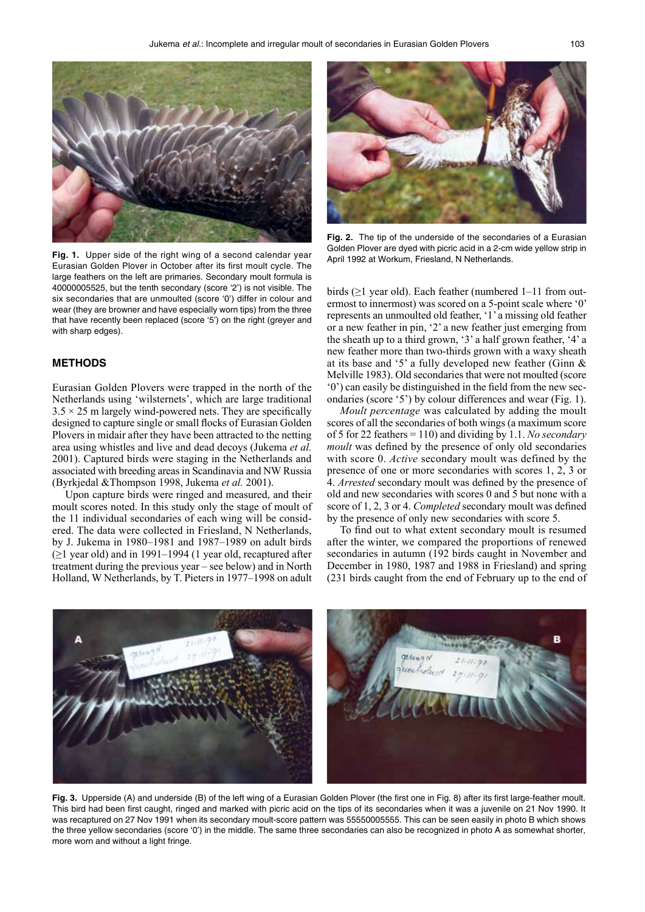Fig. 1. Upper side of the right wing of a second calendar year Eurasian Golden Plover in October after its first moult cycle. The large feathers on the left are primaries. Secondary moult formula is 40000005525, but the tenth secondary (score '2') is not visible. The six secondaries that are unmoulted (score '0') differ in colour and wear (they are browner and have especially worn tips) from the three that have recently been replaced (score '5') on the right (greyer and with sharp edges).

Fig. 2. The tip of the underside of the secondaries of a Eurasian Golden Plover are dyed with picric acid in a 2-cm wide yellow strip in April 1992 at Workum, Friesland, N Netherlands.

## METHODS

Eurasian Golden Plovers were trapped in the north of the Netherlands using 'wilsternets', which are large traditional $3.5 \times 25$ m largely wind-powered nets. They are specifically designed to capture single or small flocks of Eurasian Golden Plovers in midair after they have been attracted to the netting area using whistles and live and dead decoys (Jukema *et al.* 2001). Captured birds were staging in the Netherlands and associated with breeding areas in Scandinavia and NW Russia (Byrkjedal &Thompson 1998, Jukema *et al.* 2001).

Upon capture birds were ringed and measured, and their moult scores noted. In this study only the stage of moult of the 11 individual secondaries of each wing will be considered. The data were collected in Friesland, N Netherlands, by J. Jukema in 1980–1981 and 1987–1989 on adult birds (≥1 year old) and in 1991–1994 (1 year old, recaptured after treatment during the previous year – see below) and in North Holland, W Netherlands, by T. Pieters in 1977–1998 on adult birds (≥1 year old). Each feather (numbered 1–11 from outermost to innermost) was scored on a 5-point scale where '0' represents an unmoulted old feather, '1' a missing old feather or a new feather in pin, '2' a new feather just emerging from the sheath up to a third grown, '3' a half grown feather, '4' a new feather more than two-thirds grown with a waxy sheath at its base and '5' a fully developed new feather (Ginn & Melville 1983). Old secondaries that were not moulted (score '0') can easily be distinguished in the field from the new secondaries (score '5') by colour differences and wear (Fig. 1).

*Moult percentage* was calculated by adding the moult scores of all the secondaries of both wings (a maximum score of 5 for 22 feathers = 110) and dividing by 1.1. *No secondary moult* was defined by the presence of only old secondaries with score 0. *Active* secondary moult was defined by the presence of one or more secondaries with scores 1, 2, 3 or 4. *Arrested* secondary moult was defined by the presence of old and new secondaries with scores 0 and 5 but none with a score of 1, 2, 3 or 4. *Completed* secondary moult was defined by the presence of only new secondaries with score 5.

To find out to what extent secondary moult is resumed after the winter, we compared the proportions of renewed secondaries in autumn (192 birds caught in November and December in 1980, 1987 and 1988 in Friesland) and spring (231 birds caught from the end of February up to the end of

Fig. 3. Upperside (A) and underside (B) of the left wing of a Eurasian Golden Plover (the first one in Fig. 8) after its first large-feather moult. This bird had been first caught, ringed and marked with picric acid on the tips of its secondaries when it was a juvenile on 21 Nov 1990. It was recaptured on 27 Nov 1991 when its secondary moult-score pattern was 55550005555. This can be seen easily in photo B which shows the three yellow secondaries (score '0') in the middle. The same three secondaries can also be recognized in photo A as somewhat shorter, more worn and without a light fringe.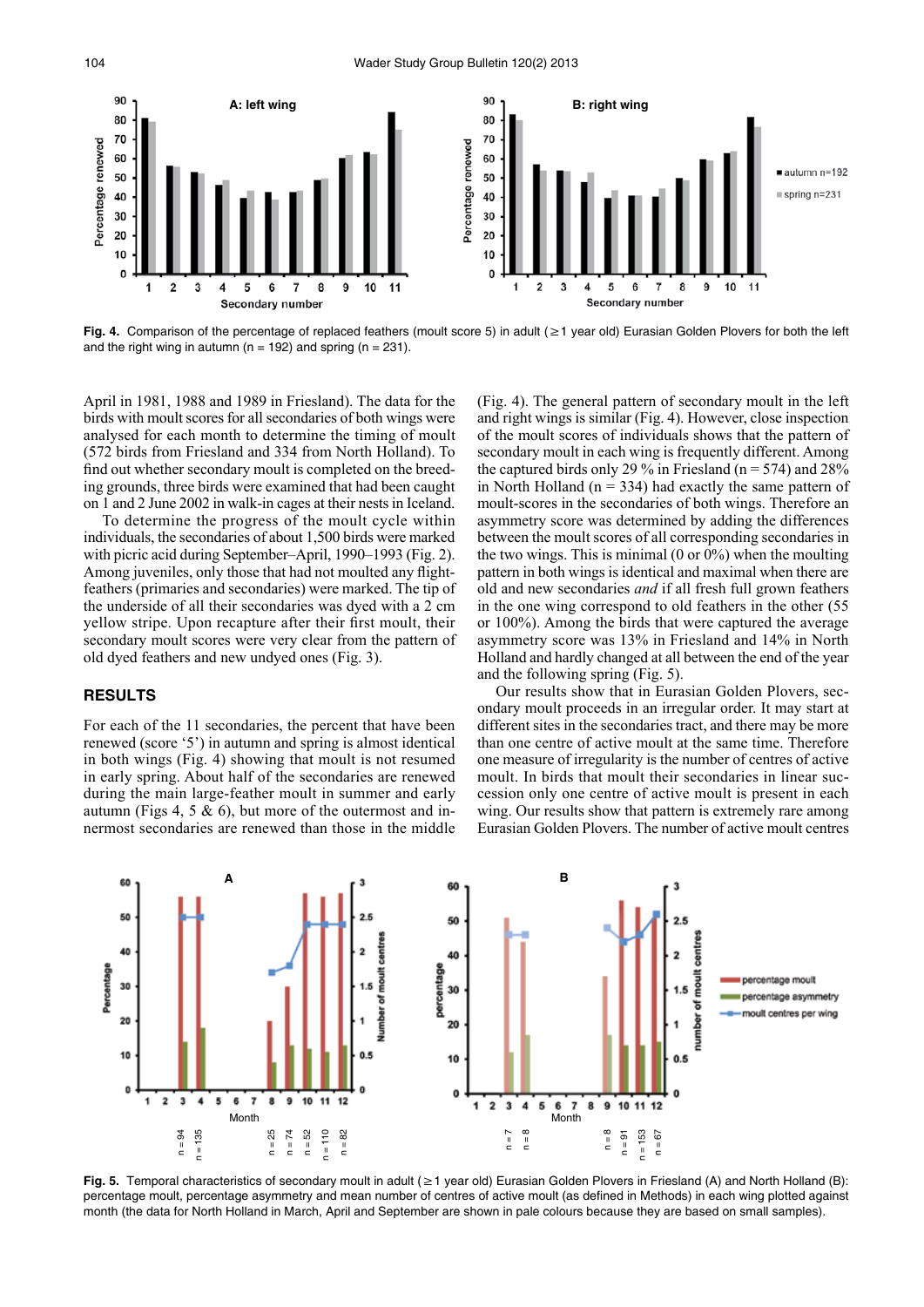Fig. 4. Comparison of the percentage of replaced feathers (moult score 5) in adult (≥1 year old) Eurasian Golden Plovers for both the left and the right wing in autumn (n = 192) and spring (n = 231).

April in 1981, 1988 and 1989 in Friesland). The data for the birds with moult scores for all secondaries of both wings were analysed for each month to determine the timing of moult (572 birds from Friesland and 334 from North Holland). To find out whether secondary moult is completed on the breeding grounds, three birds were examined that had been caught on 1 and 2 June 2002 in walk-in cages at their nests in Iceland.

To determine the progress of the moult cycle within individuals, the secondaries of about 1,500 birds were marked with picric acid during September–April, 1990–1993 (Fig. 2). Among juveniles, only those that had not moulted any flight-feathers (primaries and secondaries) were marked. The tip of the underside of all their secondaries was dyed with a 2 cm yellow stripe. Upon recapture after their first moult, their secondary moult scores were very clear from the pattern of old dyed feathers and new undyed ones (Fig. 3).

## RESULTS

For each of the 11 secondaries, the percent that have been renewed (score '5') in autumn and spring is almost identical in both wings (Fig. 4) showing that moult is not resumed in early spring. About half of the secondaries are renewed during the main large-feather moult in summer and early autumn (Figs 4, 5 & 6), but more of the outermost and innermost secondaries are renewed than those in the middle (Fig. 4). The general pattern of secondary moult in the left and right wings is similar (Fig. 4). However, close inspection of the moult scores of individuals shows that the pattern of secondary moult in each wing is frequently different. Among the captured birds only 29 % in Friesland (n = 574) and 28% in North Holland (n = 334) had exactly the same pattern of moult-scores in the secondaries of both wings. Therefore an asymmetry score was determined by adding the differences between the moult scores of all corresponding secondaries in the two wings. This is minimal (0 or 0%) when the moulting pattern in both wings is identical and maximal when there are old and new secondaries *and* if all fresh full grown feathers in the one wing correspond to old feathers in the other (55 or 100%). Among the birds that were captured the average asymmetry score was 13% in Friesland and 14% in North Holland and hardly changed at all between the end of the year and the following spring (Fig. 5).

Our results show that in Eurasian Golden Plovers, secondary moult proceeds in an irregular order. It may start at different sites in the secondaries tract, and there may be more than one centre of active moult at the same time. Therefore one measure of irregularity is the number of centres of active moult. In birds that moult their secondaries in linear succession only one centre of active moult is present in each wing. Our results show that pattern is extremely rare among Eurasian Golden Plovers. The number of active moult centres

Fig. 5. Temporal characteristics of secondary moult in adult (≥1 year old) Eurasian Golden Plovers in Friesland (A) and North Holland (B): percentage moult, percentage asymmetry and mean number of centres of active moult (as defined in Methods) in each wing plotted against month (the data for North Holland in March, April and September are shown in pale colours because they are based on small samples).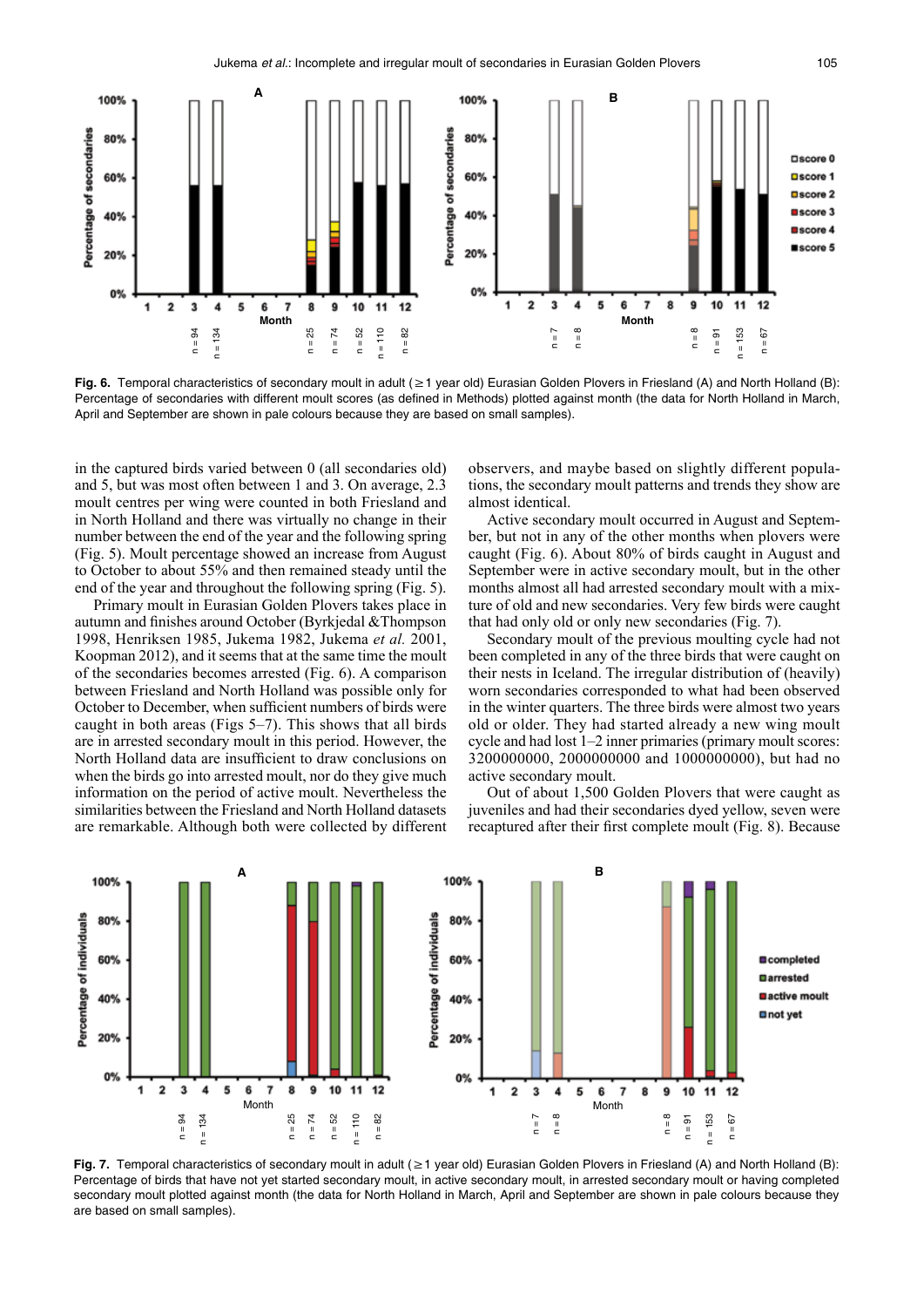**Fig. 6.** Temporal characteristics of secondary moult in adult (≥ 1 year old) Eurasian Golden Plovers in Friesland (A) and North Holland (B): Percentage of secondaries with different moult scores (as defined in Methods) plotted against month (the data for North Holland in March, April and September are shown in pale colours because they are based on small samples).

in the captured birds varied between 0 (all secondaries old) and 5, but was most often between 1 and 3. On average, 2.3 moult centres per wing were counted in both Friesland and in North Holland and there was virtually no change in their number between the end of the year and the following spring (Fig. 5). Moult percentage showed an increase from August to October to about 55% and then remained steady until the end of the year and throughout the following spring (Fig. 5).

Primary moult in Eurasian Golden Plovers takes place in autumn and finishes around October (Byrkjedal &Thompson 1998, Henriksen 1985, Jukema 1982, Jukema *et al.* 2001, Koopman 2012), and it seems that at the same time the moult of the secondaries becomes arrested (Fig. 6). A comparison between Friesland and North Holland was possible only for October to December, when sufficient numbers of birds were caught in both areas (Figs 5–7). This shows that all birds are in arrested secondary moult in this period. However, the North Holland data are insufficient to draw conclusions on when the birds go into arrested moult, nor do they give much information on the period of active moult. Nevertheless the similarities between the Friesland and North Holland datasets are remarkable. Although both were collected by different observers, and maybe based on slightly different populations, the secondary moult patterns and trends they show are almost identical.

Active secondary moult occurred in August and September, but not in any of the other months when plovers were caught (Fig. 6). About 80% of birds caught in August and September were in active secondary moult, but in the other months almost all had arrested secondary moult with a mixture of old and new secondaries. Very few birds were caught that had only old or only new secondaries (Fig. 7).

Secondary moult of the previous moulting cycle had not been completed in any of the three birds that were caught on their nests in Iceland. The irregular distribution of (heavily) worn secondaries corresponded to what had been observed in the winter quarters. The three birds were almost two years old or older. They had started already a new wing moult cycle and had lost 1–2 inner primaries (primary moult scores: 3200000000, 2000000000 and 1000000000), but had no active secondary moult.

Out of about 1,500 Golden Plovers that were caught as juveniles and had their secondaries dyed yellow, seven were recaptured after their first complete moult (Fig. 8). Because

**Fig. 7.** Temporal characteristics of secondary moult in adult (≥ 1 year old) Eurasian Golden Plovers in Friesland (A) and North Holland (B): Percentage of birds that have not yet started secondary moult, in active secondary moult, in arrested secondary moult or having completed secondary moult plotted against month (the data for North Holland in March, April and September are shown in pale colours because they are based on small samples).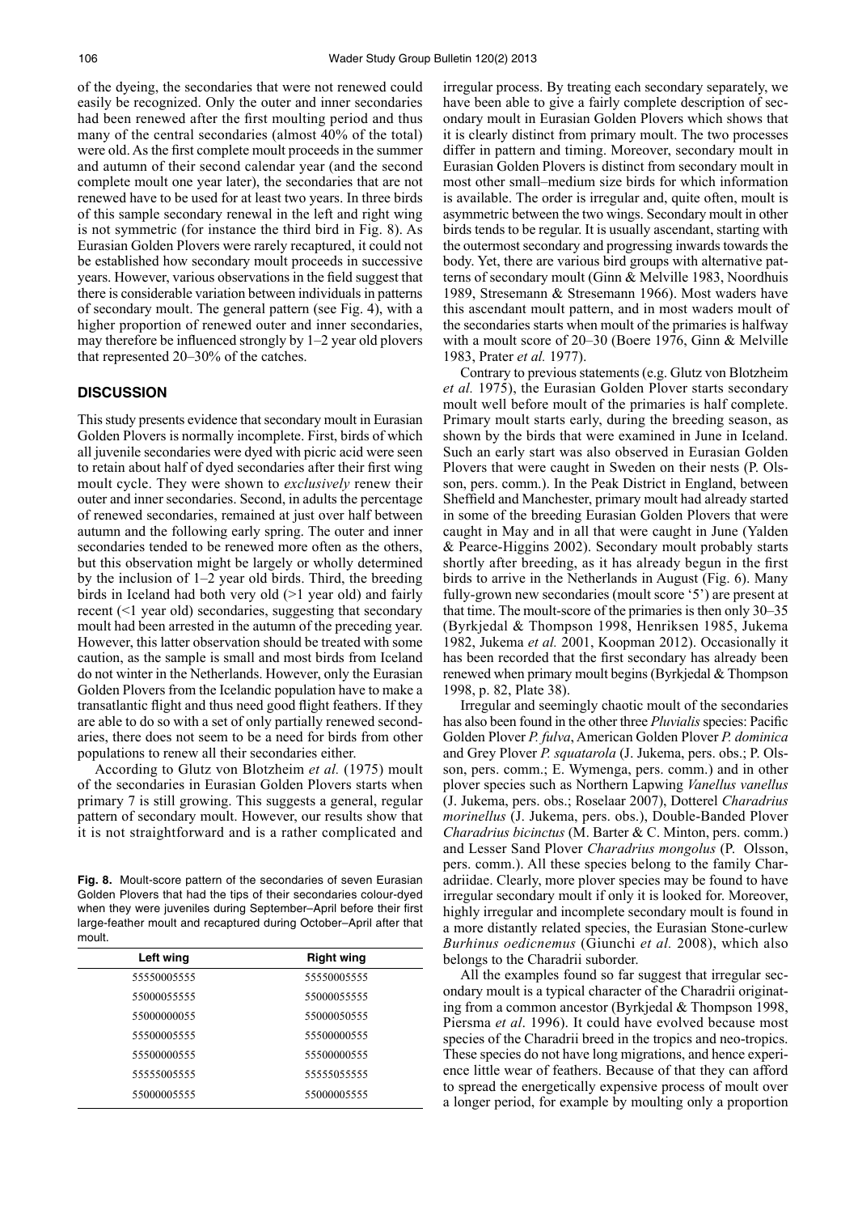of the dyeing, the secondaries that were not renewed could easily be recognized. Only the outer and inner secondaries had been renewed after the first moulting period and thus many of the central secondaries (almost 40% of the total) were old. As the first complete moult proceeds in the summer and autumn of their second calendar year (and the second complete moult one year later), the secondaries that are not renewed have to be used for at least two years. In three birds of this sample secondary renewal in the left and right wing is not symmetric (for instance the third bird in Fig. 8). As Eurasian Golden Plovers were rarely recaptured, it could not be established how secondary moult proceeds in successive years. However, various observations in the field suggest that there is considerable variation between individuals in patterns of secondary moult. The general pattern (see Fig. 4), with a higher proportion of renewed outer and inner secondaries, may therefore be influenced strongly by 1–2 year old plovers that represented 20–30% of the catches.

## DISCUSSION

This study presents evidence that secondary moult in Eurasian Golden Plovers is normally incomplete. First, birds of which all juvenile secondaries were dyed with picric acid were seen to retain about half of dyed secondaries after their first wing moult cycle. They were shown to *exclusively* renew their outer and inner secondaries. Second, in adults the percentage of renewed secondaries, remained at just over half between autumn and the following early spring. The outer and inner secondaries tended to be renewed more often as the others, but this observation might be largely or wholly determined by the inclusion of 1–2 year old birds. Third, the breeding birds in Iceland had both very old (>1 year old) and fairly recent (<1 year old) secondaries, suggesting that secondary moult had been arrested in the autumn of the preceding year. However, this latter observation should be treated with some caution, as the sample is small and most birds from Iceland do not winter in the Netherlands. However, only the Eurasian Golden Plovers from the Icelandic population have to make a transatlantic flight and thus need good flight feathers. If they are able to do so with a set of only partially renewed secondaries, there does not seem to be a need for birds from other populations to renew all their secondaries either.

According to Glutz von Blotzheim *et al.* (1975) moult of the secondaries in Eurasian Golden Plovers starts when primary 7 is still growing. This suggests a general, regular pattern of secondary moult. However, our results show that it is not straightforward and is a rather complicated and

**Fig. 8.** Moult-score pattern of the secondaries of seven Eurasian Golden Plovers that had the tips of their secondaries colour-dyed when they were juveniles during September–April before their first large-feather moult and recaptured during October–April after that moult.

| Left wing | Right wing |
|---|---|
| 55550005555 | 55550005555 |
| 55000055555 | 55000055555 |
| 55000000055 | 55000050555 |
| 55500005555 | 55500000555 |
| 55500000555 | 55500000555 |
| 55555005555 | 55555055555 |
| 55000005555 | 55000005555 |

irregular process. By treating each secondary separately, we have been able to give a fairly complete description of secondary moult in Eurasian Golden Plovers which shows that it is clearly distinct from primary moult. The two processes differ in pattern and timing. Moreover, secondary moult in Eurasian Golden Plovers is distinct from secondary moult in most other small–medium size birds for which information is available. The order is irregular and, quite often, moult is asymmetric between the two wings. Secondary moult in other birds tends to be regular. It is usually ascendant, starting with the outermost secondary and progressing inwards towards the body. Yet, there are various bird groups with alternative patterns of secondary moult (Ginn & Melville 1983, Noordhuis 1989, Stresemann & Stresemann 1966). Most waders have this ascendant moult pattern, and in most waders moult of the secondaries starts when moult of the primaries is halfway with a moult score of 20–30 (Boere 1976, Ginn & Melville 1983, Prater *et al.* 1977).

Contrary to previous statements (e.g. Glutz von Blotzheim *et al.* 1975), the Eurasian Golden Plover starts secondary moult well before moult of the primaries is half complete. Primary moult starts early, during the breeding season, as shown by the birds that were examined in June in Iceland. Such an early start was also observed in Eurasian Golden Plovers that were caught in Sweden on their nests (P. Olsson, pers. comm.). In the Peak District in England, between Sheffield and Manchester, primary moult had already started in some of the breeding Eurasian Golden Plovers that were caught in May and in all that were caught in June (Yalden & Pearce-Higgins 2002). Secondary moult probably starts shortly after breeding, as it has already begun in the first birds to arrive in the Netherlands in August (Fig. 6). Many fully-grown new secondaries (moult score '5') are present at that time. The moult-score of the primaries is then only 30–35 (Byrkjedal & Thompson 1998, Henriksen 1985, Jukema 1982, Jukema *et al.* 2001, Koopman 2012). Occasionally it has been recorded that the first secondary has already been renewed when primary moult begins (Byrkjedal & Thompson 1998, p. 82, Plate 38).

Irregular and seemingly chaotic moult of the secondaries has also been found in the other three *Pluvialis* species: Pacific Golden Plover *P. fulva*, American Golden Plover *P. dominica* and Grey Plover *P. squatarola* (J. Jukema, pers. obs.; P. Olsson, pers. comm.; E. Wymenga, pers. comm.) and in other plover species such as Northern Lapwing *Vanellus vanellus* (J. Jukema, pers. obs.; Roselaar 2007), Dotterel *Charadrius morinellus* (J. Jukema, pers. obs.), Double-Banded Plover *Charadrius bicinctus* (M. Barter & C. Minton, pers. comm.) and Lesser Sand Plover *Charadrius mongolus* (P. Olsson, pers. comm.). All these species belong to the family Charadriidae. Clearly, more plover species may be found to have irregular secondary moult if only it is looked for. Moreover, highly irregular and incomplete secondary moult is found in a more distantly related species, the Eurasian Stone-curlew *Burhinus oedicnemus* (Giunchi *et al.* 2008), which also belongs to the Charadrii suborder.

All the examples found so far suggest that irregular secondary moult is a typical character of the Charadrii originating from a common ancestor (Byrkjedal & Thompson 1998, Piersma *et al*. 1996). It could have evolved because most species of the Charadrii breed in the tropics and neo-tropics. These species do not have long migrations, and hence experience little wear of feathers. Because of that they can afford to spread the energetically expensive process of moult over a longer period, for example by moulting only a proportion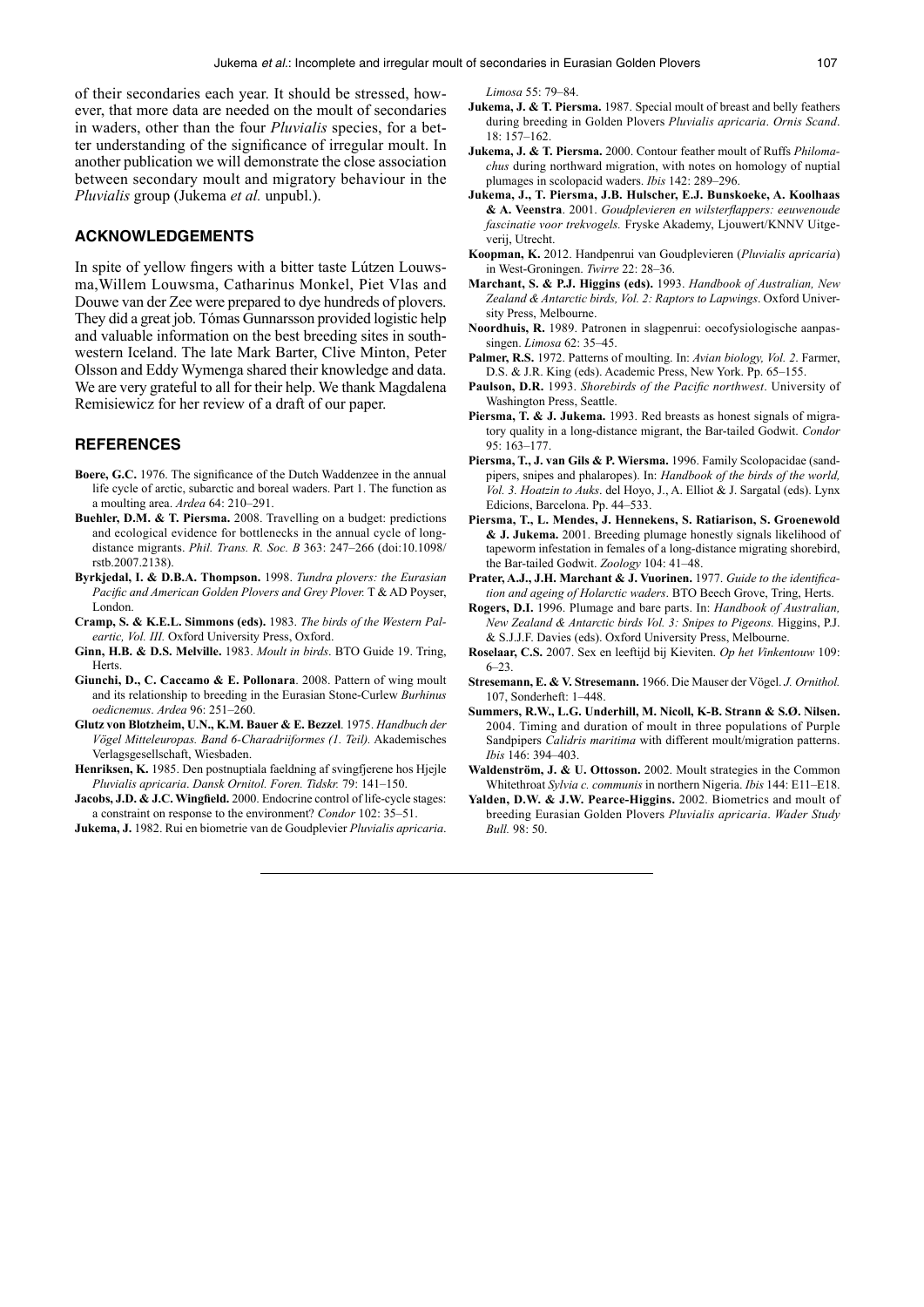of their secondaries each year. It should be stressed, however, that more data are needed on the moult of secondaries in waders, other than the four *Pluvialis* species, for a better understanding of the significance of irregular moult. In another publication we will demonstrate the close association between secondary moult and migratory behaviour in the *Pluvialis* group (Jukema *et al.* unpubl.).

## ACKNOWLEDGEMENTS

In spite of yellow fingers with a bitter taste Lútzen Louwsma,Willem Louwsma, Catharinus Monkel, Piet Vlas and Douwe van der Zee were prepared to dye hundreds of plovers. They did a great job. Tómas Gunnarsson provided logistic help and valuable information on the best breeding sites in southwestern Iceland. The late Mark Barter, Clive Minton, Peter Olsson and Eddy Wymenga shared their knowledge and data. We are very grateful to all for their help. We thank Magdalena Remisiewicz for her review of a draft of our paper.

## REFERENCES

**Boere, G.C.** 1976. The significance of the Dutch Waddenzee in the annual life cycle of arctic, subarctic and boreal waders. Part 1. The function as a moulting area. *Ardea* 64: 210–291.

**Buehler, D.M. & T. Piersma.** 2008. Travelling on a budget: predictions and ecological evidence for bottlenecks in the annual cycle of long-distance migrants. *Phil. Trans. R. Soc. B* 363: 247–266 (doi:10.1098/rstb.2007.2138).

**Byrkjedal, I. & D.B.A. Thompson.** 1998. *Tundra plovers: the Eurasian Pacific and American Golden Plovers and Grey Plover.* T & AD Poyser, London.

**Cramp, S. & K.E.L. Simmons (eds).** 1983. *The birds of the Western Palearctic, Vol. III.* Oxford University Press, Oxford.

**Ginn, H.B. & D.S. Melville.** 1983. *Moult in birds*. BTO Guide 19. Tring, Herts.

**Giunchi, D., C. Caccamo & E. Pollonara**. 2008. Pattern of wing moult and its relationship to breeding in the Eurasian Stone-Curlew *Burhinus oedicnemus*. *Ardea* 96: 251–260.

**Glutz von Blotzheim, U.N., K.M. Bauer & E. Bezzel**. 1975. *Handbuch der Vögel Mitteleuropas. Band 6-Charadriiformes (1. Teil).* Akademisches Verlagsgesellschaft, Wiesbaden.

**Henriksen, K.** 1985. Den postnuptiale faeldning af svingfjerene hos Hjejle *Pluvialis apricaria*. *Dansk Ornitol. Foren. Tidskr.* 79: 141–150.

**Jacobs, J.D. & J.C. Wingfield.** 2000. Endocrine control of life-cycle stages: a constraint on response to the environment? *Condor* 102: 35–51.

**Jukema, J.** 1982. Rui en biometrie van de Goudplevier *Pluvialis apricaria*. *Limosa* 55: 79–84.

**Jukema, J. & T. Piersma.** 1987. Special moult of breast and belly feathers during breeding in Golden Plovers *Pluvialis apricaria*. *Ornis Scand*. 18: 157–162.

**Jukema, J. & T. Piersma.** 2000. Contour feather moult of Ruffs *Philomachus* during northward migration, with notes on homology of nuptial plumages in scolopacid waders. *Ibis* 142: 289–296.

**Jukema, J., T. Piersma, J.B. Hulscher, E.J. Bunskoeke, A. Koolhaas & A. Veenstra**. 2001. *Goudplevieren en wilsterflappers: eeuwenoude fascinatie voor trekvogels.* Fryske Akademy, Ljouwert/KNNV Uitgeverij, Utrecht.

**Koopman, K.** 2012. Handpenrui van Goudplevieren (*Pluvialis apricaria*) in West-Groningen. *Twirre* 22: 28–36.

**Marchant, S. & P.J. Higgins (eds).** 1993. *Handbook of Australian, New Zealand & Antarctic birds, Vol. 2: Raptors to Lapwings*. Oxford University Press, Melbourne.

**Noordhuis, R.** 1989. Patronen in slagpenrui: oecofysiologische aanpassingen. *Limosa* 62: 35–45.

**Palmer, R.S.** 1972. Patterns of moulting. In: *Avian biology, Vol. 2*. Farmer, D.S. & J.R. King (eds). Academic Press, New York. Pp. 65–155.

**Paulson, D.R.** 1993. *Shorebirds of the Pacific northwest*. University of Washington Press, Seattle.

**Piersma, T. & J. Jukema.** 1993. Red breasts as honest signals of migratory quality in a long-distance migrant, the Bar-tailed Godwit. *Condor* 95: 163–177.

**Piersma, T., J. van Gils & P. Wiersma.** 1996. Family Scolopacidae (sandpipers, snipes and phalaropes). In: *Handbook of the birds of the world, Vol. 3. Hoatzin to Auks*. del Hoyo, J., A. Elliot & J. Sargatal (eds). Lynx Edicions, Barcelona. Pp. 44–533.

**Piersma, T., L. Mendes, J. Hennekens, S. Ratiarison, S. Groenewold & J. Jukema.** 2001. Breeding plumage honestly signals likelihood of tapeworm infestation in females of a long-distance migrating shorebird, the Bar-tailed Godwit. *Zoology* 104: 41–48.

**Prater, A.J., J.H. Marchant & J. Vuorinen.** 1977. *Guide to the identification and ageing of Holarctic waders*. BTO Beech Grove, Tring, Herts.

**Rogers, D.I.** 1996. Plumage and bare parts. In: *Handbook of Australian, New Zealand & Antarctic birds Vol. 3: Snipes to Pigeons.* Higgins, P.J. & S.J.J.F. Davies (eds). Oxford University Press, Melbourne.

**Roselaar, C.S.** 2007. Sex en leeftijd bij Kieviten. *Op het Vinkentouw* 109: 6–23.

**Stresemann, E. & V. Stresemann.** 1966. Die Mauser der Vögel. *J. Ornithol.* 107, Sonderheft: 1–448.

**Summers, R.W., L.G. Underhill, M. Nicoll, K-B. Strann & S.Ø. Nilsen.** 2004. Timing and duration of moult in three populations of Purple Sandpipers *Calidris maritima* with different moult/migration patterns. *Ibis* 146: 394–403.

**Waldenström, J. & U. Ottosson.** 2002. Moult strategies in the Common Whitethroat *Sylvia c. communis* in northern Nigeria. *Ibis* 144: E11–E18.

**Yalden, D.W. & J.W. Pearce-Higgins.** 2002. Biometrics and moult of breeding Eurasian Golden Plovers *Pluvialis apricaria*. *Wader Study Bull.* 98: 50.